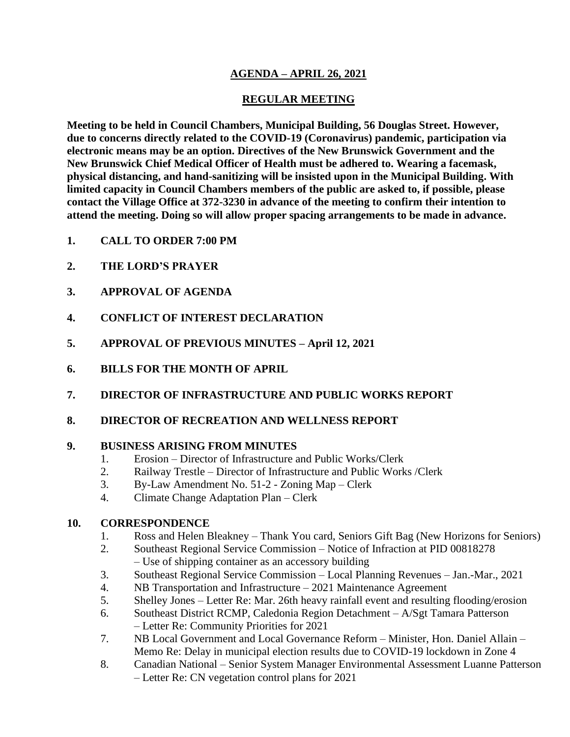# AGENDA – APRIL 26, 2021

## REGULAR MEETING

**Meeting to be held in Council Chambers, Municipal Building, 56 Douglas Street. However, due to concerns directly related to the COVID-19 (Coronavirus) pandemic, participation via electronic means may be an option. Directives of the New Brunswick Government and the New Brunswick Chief Medical Officer of Health must be adhered to. Wearing a facemask, physical distancing, and hand-sanitizing will be insisted upon in the Municipal Building. With limited capacity in Council Chambers members of the public are asked to, if possible, please contact the Village Office at 372-3230 in advance of the meeting to confirm their intention to attend the meeting. Doing so will allow proper spacing arrangements to be made in advance.**

1. **CALL TO ORDER 7:00 PM**

2. **THE LORD'S PRAYER**

3. **APPROVAL OF AGENDA**

4. **CONFLICT OF INTEREST DECLARATION**

5. **APPROVAL OF PREVIOUS MINUTES – April 12, 2021**

6. **BILLS FOR THE MONTH OF APRIL**

7. **DIRECTOR OF INFRASTRUCTURE AND PUBLIC WORKS REPORT**

8. **DIRECTOR OF RECREATION AND WELLNESS REPORT**

9. **BUSINESS ARISING FROM MINUTES**
   1. Erosion – Director of Infrastructure and Public Works/Clerk
   2. Railway Trestle – Director of Infrastructure and Public Works /Clerk
   3. By-Law Amendment No. 51-2 - Zoning Map – Clerk
   4. Climate Change Adaptation Plan – Clerk

10. **CORRESPONDENCE**
    1. Ross and Helen Bleakney – Thank You card, Seniors Gift Bag (New Horizons for Seniors)
    2. Southeast Regional Service Commission – Notice of Infraction at PID 00818278 – Use of shipping container as an accessory building
    3. Southeast Regional Service Commission – Local Planning Revenues – Jan.-Mar., 2021
    4. NB Transportation and Infrastructure – 2021 Maintenance Agreement
    5. Shelley Jones – Letter Re: Mar. 26th heavy rainfall event and resulting flooding/erosion
    6. Southeast District RCMP, Caledonia Region Detachment – A/Sgt Tamara Patterson – Letter Re: Community Priorities for 2021
    7. NB Local Government and Local Governance Reform – Minister, Hon. Daniel Allain – Memo Re: Delay in municipal election results due to COVID-19 lockdown in Zone 4
    8. Canadian National – Senior System Manager Environmental Assessment Luanne Patterson – Letter Re: CN vegetation control plans for 2021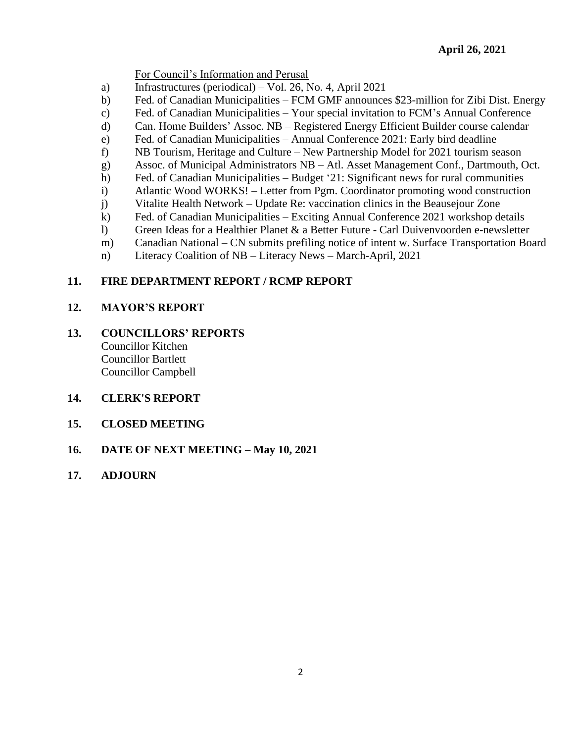**April 26, 2021**

For Council's Information and Perusal

a) Infrastructures (periodical) – Vol. 26, No. 4, April 2021
b) Fed. of Canadian Municipalities – FCM GMF announces $23-million for Zibi Dist. Energy
c) Fed. of Canadian Municipalities – Your special invitation to FCM's Annual Conference
d) Can. Home Builders' Assoc. NB – Registered Energy Efficient Builder course calendar
e) Fed. of Canadian Municipalities – Annual Conference 2021: Early bird deadline
f) NB Tourism, Heritage and Culture – New Partnership Model for 2021 tourism season
g) Assoc. of Municipal Administrators NB – Atl. Asset Management Conf., Dartmouth, Oct.
h) Fed. of Canadian Municipalities – Budget '21: Significant news for rural communities
i) Atlantic Wood WORKS! – Letter from Pgm. Coordinator promoting wood construction
j) Vitalite Health Network – Update Re: vaccination clinics in the Beausejour Zone
k) Fed. of Canadian Municipalities – Exciting Annual Conference 2021 workshop details
l) Green Ideas for a Healthier Planet & a Better Future - Carl Duivenvoorden e-newsletter
m) Canadian National – CN submits prefiling notice of intent w. Surface Transportation Board
n) Literacy Coalition of NB – Literacy News – March-April, 2021

**11. FIRE DEPARTMENT REPORT / RCMP REPORT**

**12. MAYOR'S REPORT**

**13. COUNCILLORS' REPORTS**

Councillor Kitchen
Councillor Bartlett
Councillor Campbell

**14. CLERK'S REPORT**

**15. CLOSED MEETING**

**16. DATE OF NEXT MEETING – May 10, 2021**

**17. ADJOURN**